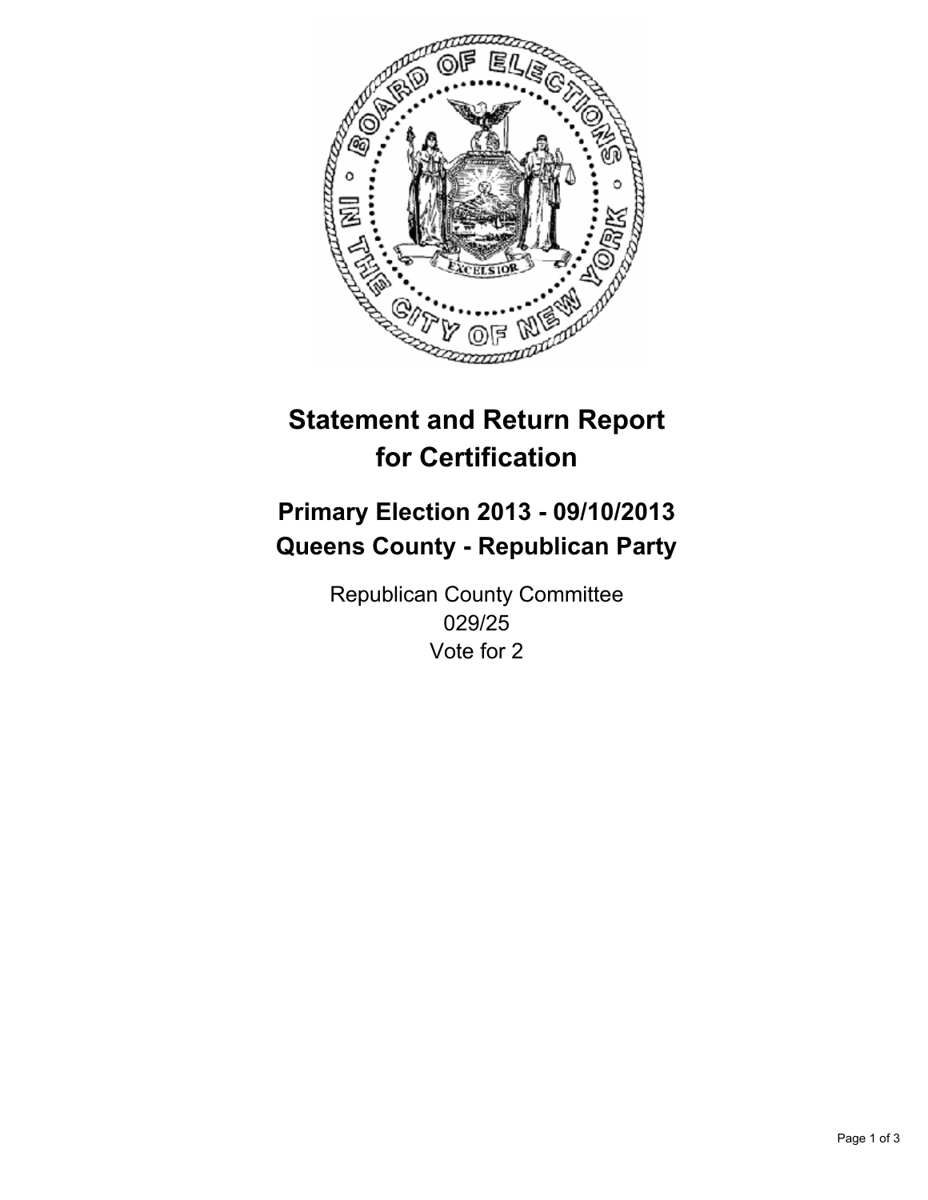# Statement and Return Report for Certification

## Primary Election 2013 - 09/10/2013
## Queens County - Republican Party

Republican County Committee
029/25
Vote for 2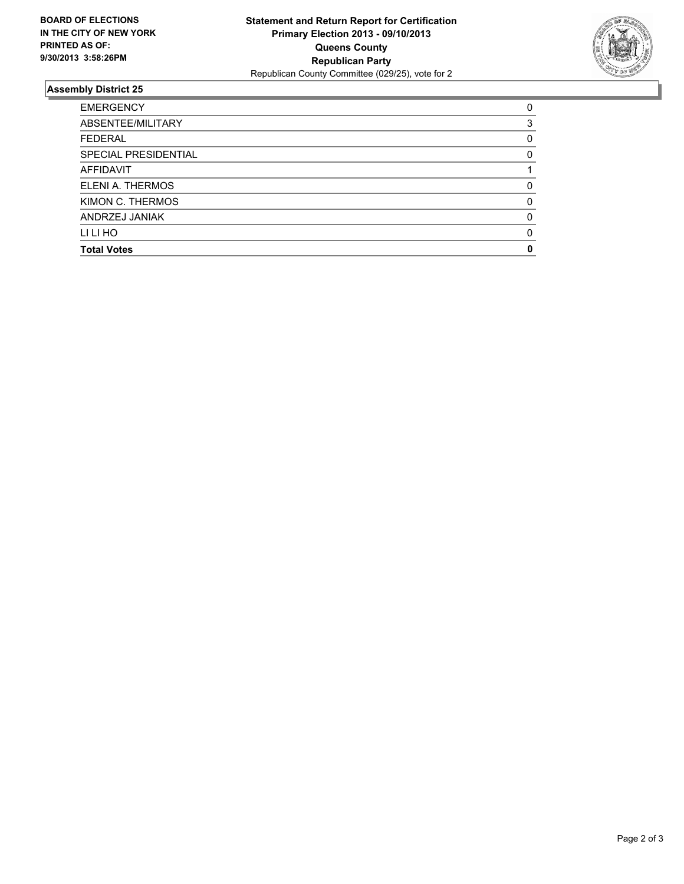**BOARD OF ELECTIONS IN THE CITY OF NEW YORK PRINTED AS OF: 9/30/2013 3:58:26PM**

**Statement and Return Report for Certification**
**Primary Election 2013 - 09/10/2013**
**Queens County**
**Republican Party**
Republican County Committee (029/25), vote for 2

## Assembly District 25

| | |
|---|---|
| EMERGENCY | 0 |
| ABSENTEE/MILITARY | 3 |
| FEDERAL | 0 |
| SPECIAL PRESIDENTIAL | 0 |
| AFFIDAVIT | 1 |
| ELENI A. THERMOS | 0 |
| KIMON C. THERMOS | 0 |
| ANDRZEJ JANIAK | 0 |
| LI LI HO | 0 |
| **Total Votes** | **0** |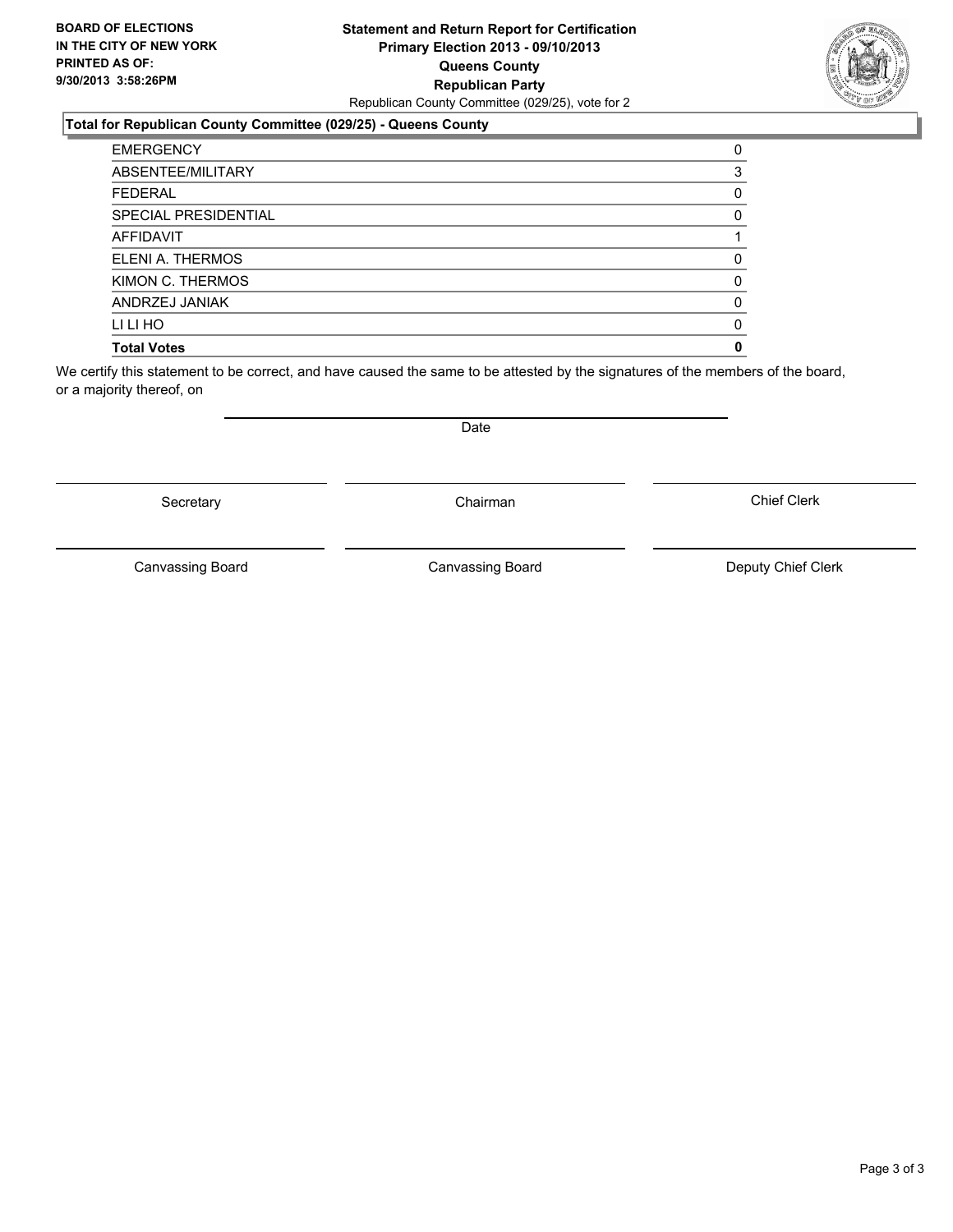**BOARD OF ELECTIONS**
**IN THE CITY OF NEW YORK**
**PRINTED AS OF:**
**9/30/2013 3:58:26PM**

**Statement and Return Report for Certification**
**Primary Election 2013 - 09/10/2013**
**Queens County**
**Republican Party**
Republican County Committee (029/25), vote for 2

### Total for Republican County Committee (029/25) - Queens County

| | |
|---|---|
| EMERGENCY | 0 |
| ABSENTEE/MILITARY | 3 |
| FEDERAL | 0 |
| SPECIAL PRESIDENTIAL | 0 |
| AFFIDAVIT | 1 |
| ELENI A. THERMOS | 0 |
| KIMON C. THERMOS | 0 |
| ANDRZEJ JANIAK | 0 |
| LI LI HO | 0 |
| **Total Votes** | **0** |

We certify this statement to be correct, and have caused the same to be attested by the signatures of the members of the board, or a majority thereof, on

Date

Secretary

Chairman

Chief Clerk

Canvassing Board

Canvassing Board

Deputy Chief Clerk